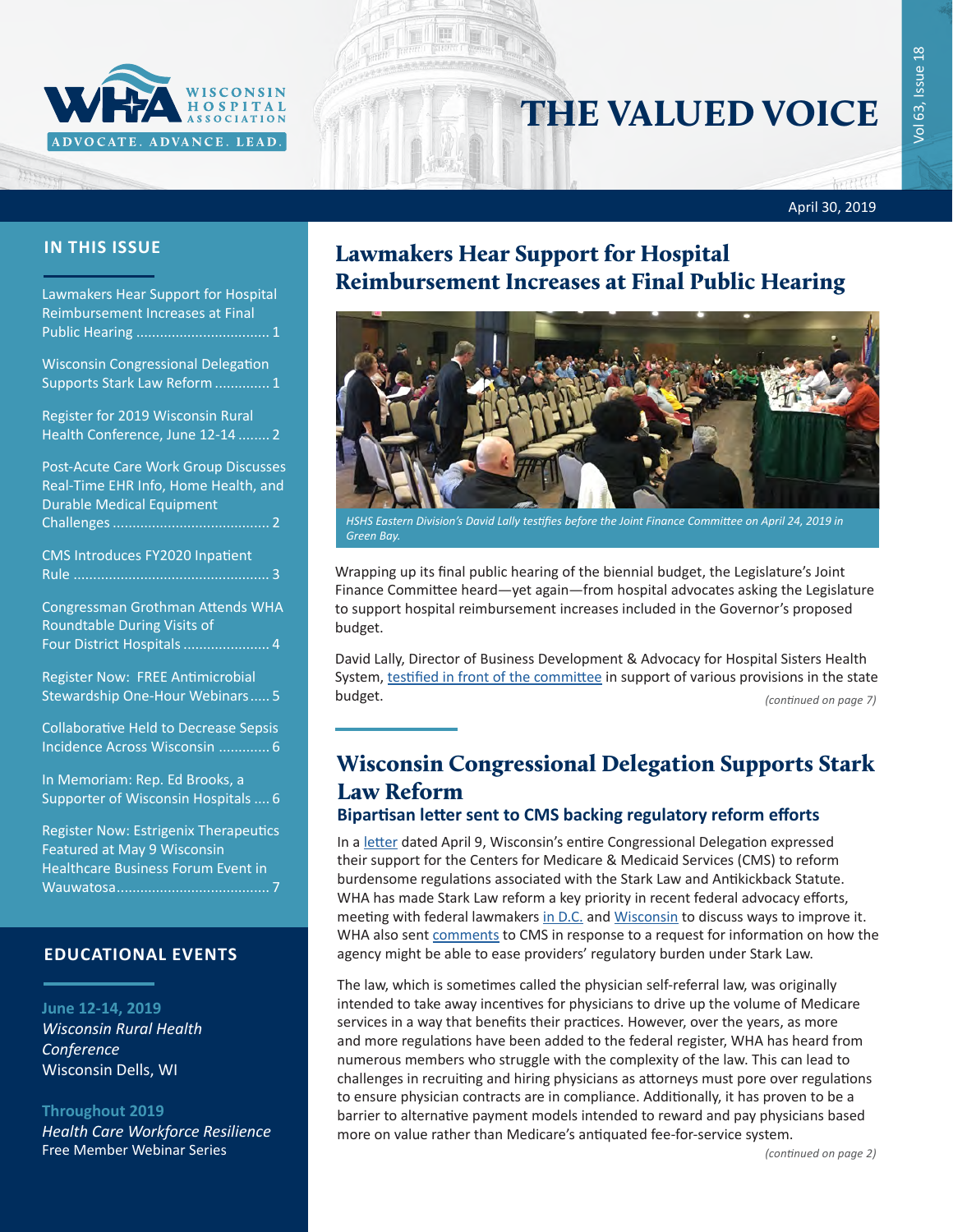# THE VALUED VOICE

April 30, 2019

## IN THIS ISSUE

Lawmakers Hear Support for Hospital Reimbursement Increases at Final Public Hearing ................................. 1

Wisconsin Congressional Delegation Supports Stark Law Reform ............. 1

Register for 2019 Wisconsin Rural Health Conference, June 12-14 ........ 2

Post-Acute Care Work Group Discusses Real-Time EHR Info, Home Health, and Durable Medical Equipment Challenges ....................................... 2

CMS Introduces FY2020 Inpatient Rule ................................................. 3

Congressman Grothman Attends WHA Roundtable During Visits of Four District Hospitals ..................... 4

Register Now: FREE Antimicrobial Stewardship One-Hour Webinars..... 5

Collaborative Held to Decrease Sepsis Incidence Across Wisconsin ............. 6

In Memoriam: Rep. Ed Brooks, a Supporter of Wisconsin Hospitals .... 6

Register Now: Estrigenix Therapeutics Featured at May 9 Wisconsin Healthcare Business Forum Event in Wauwatosa...................................... 7

## EDUCATIONAL EVENTS

**June 12-14, 2019**
*Wisconsin Rural Health Conference*
Wisconsin Dells, WI

**Throughout 2019**
*Health Care Workforce Resilience*
Free Member Webinar Series

## Lawmakers Hear Support for Hospital Reimbursement Increases at Final Public Hearing

*HSHS Eastern Division's David Lally testifies before the Joint Finance Committee on April 24, 2019 in Green Bay.*

Wrapping up its final public hearing of the biennial budget, the Legislature's Joint Finance Committee heard—yet again—from hospital advocates asking the Legislature to support hospital reimbursement increases included in the Governor's proposed budget.

David Lally, Director of Business Development & Advocacy for Hospital Sisters Health System, testified in front of the committee in support of various provisions in the state budget.

*(continued on page 7)*

## Wisconsin Congressional Delegation Supports Stark Law Reform

### Bipartisan letter sent to CMS backing regulatory reform efforts

In a letter dated April 9, Wisconsin's entire Congressional Delegation expressed their support for the Centers for Medicare & Medicaid Services (CMS) to reform burdensome regulations associated with the Stark Law and Antikickback Statute. WHA has made Stark Law reform a key priority in recent federal advocacy efforts, meeting with federal lawmakers in D.C. and Wisconsin to discuss ways to improve it. WHA also sent comments to CMS in response to a request for information on how the agency might be able to ease providers' regulatory burden under Stark Law.

The law, which is sometimes called the physician self-referral law, was originally intended to take away incentives for physicians to drive up the volume of Medicare services in a way that benefits their practices. However, over the years, as more and more regulations have been added to the federal register, WHA has heard from numerous members who struggle with the complexity of the law. This can lead to challenges in recruiting and hiring physicians as attorneys must pore over regulations to ensure physician contracts are in compliance. Additionally, it has proven to be a barrier to alternative payment models intended to reward and pay physicians based more on value rather than Medicare's antiquated fee-for-service system.

*(continued on page 2)*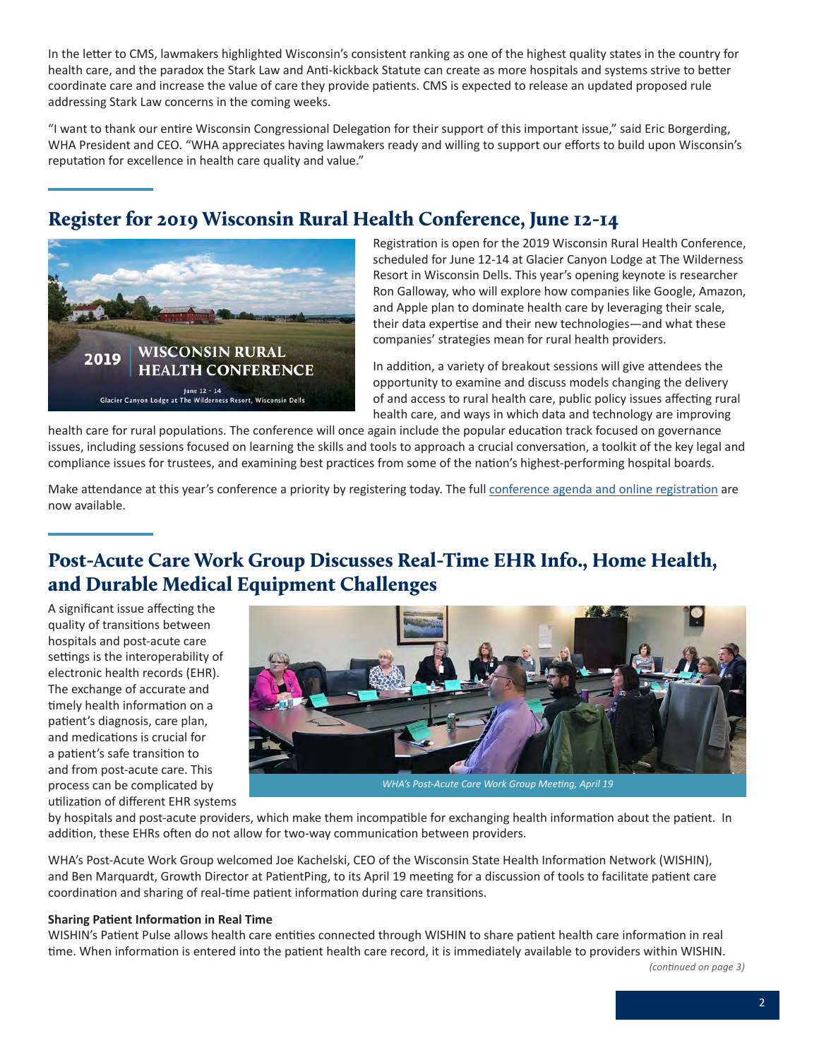In the letter to CMS, lawmakers highlighted Wisconsin's consistent ranking as one of the highest quality states in the country for health care, and the paradox the Stark Law and Anti-kickback Statute can create as more hospitals and systems strive to better coordinate care and increase the value of care they provide patients. CMS is expected to release an updated proposed rule addressing Stark Law concerns in the coming weeks.

"I want to thank our entire Wisconsin Congressional Delegation for their support of this important issue," said Eric Borgerding, WHA President and CEO. "WHA appreciates having lawmakers ready and willing to support our efforts to build upon Wisconsin's reputation for excellence in health care quality and value."

## Register for 2019 Wisconsin Rural Health Conference, June 12-14

Registration is open for the 2019 Wisconsin Rural Health Conference, scheduled for June 12-14 at Glacier Canyon Lodge at The Wilderness Resort in Wisconsin Dells. This year's opening keynote is researcher Ron Galloway, who will explore how companies like Google, Amazon, and Apple plan to dominate health care by leveraging their scale, their data expertise and their new technologies—and what these companies' strategies mean for rural health providers.

In addition, a variety of breakout sessions will give attendees the opportunity to examine and discuss models changing the delivery of and access to rural health care, public policy issues affecting rural health care, and ways in which data and technology are improving health care for rural populations. The conference will once again include the popular education track focused on governance issues, including sessions focused on learning the skills and tools to approach a crucial conversation, a toolkit of the key legal and compliance issues for trustees, and examining best practices from some of the nation's highest-performing hospital boards.

Make attendance at this year's conference a priority by registering today. The full conference agenda and online registration are now available.

## Post-Acute Care Work Group Discusses Real-Time EHR Info., Home Health, and Durable Medical Equipment Challenges

A significant issue affecting the quality of transitions between hospitals and post-acute care settings is the interoperability of electronic health records (EHR). The exchange of accurate and timely health information on a patient's diagnosis, care plan, and medications is crucial for a patient's safe transition to and from post-acute care. This process can be complicated by utilization of different EHR systems by hospitals and post-acute providers, which make them incompatible for exchanging health information about the patient. In addition, these EHRs often do not allow for two-way communication between providers.

*WHA's Post-Acute Care Work Group Meeting, April 19*

WHA's Post-Acute Work Group welcomed Joe Kachelski, CEO of the Wisconsin State Health Information Network (WISHIN), and Ben Marquardt, Growth Director at PatientPing, to its April 19 meeting for a discussion of tools to facilitate patient care coordination and sharing of real-time patient information during care transitions.

**Sharing Patient Information in Real Time**

WISHIN's Patient Pulse allows health care entities connected through WISHIN to share patient health care information in real time. When information is entered into the patient health care record, it is immediately available to providers within WISHIN.

*(continued on page 3)*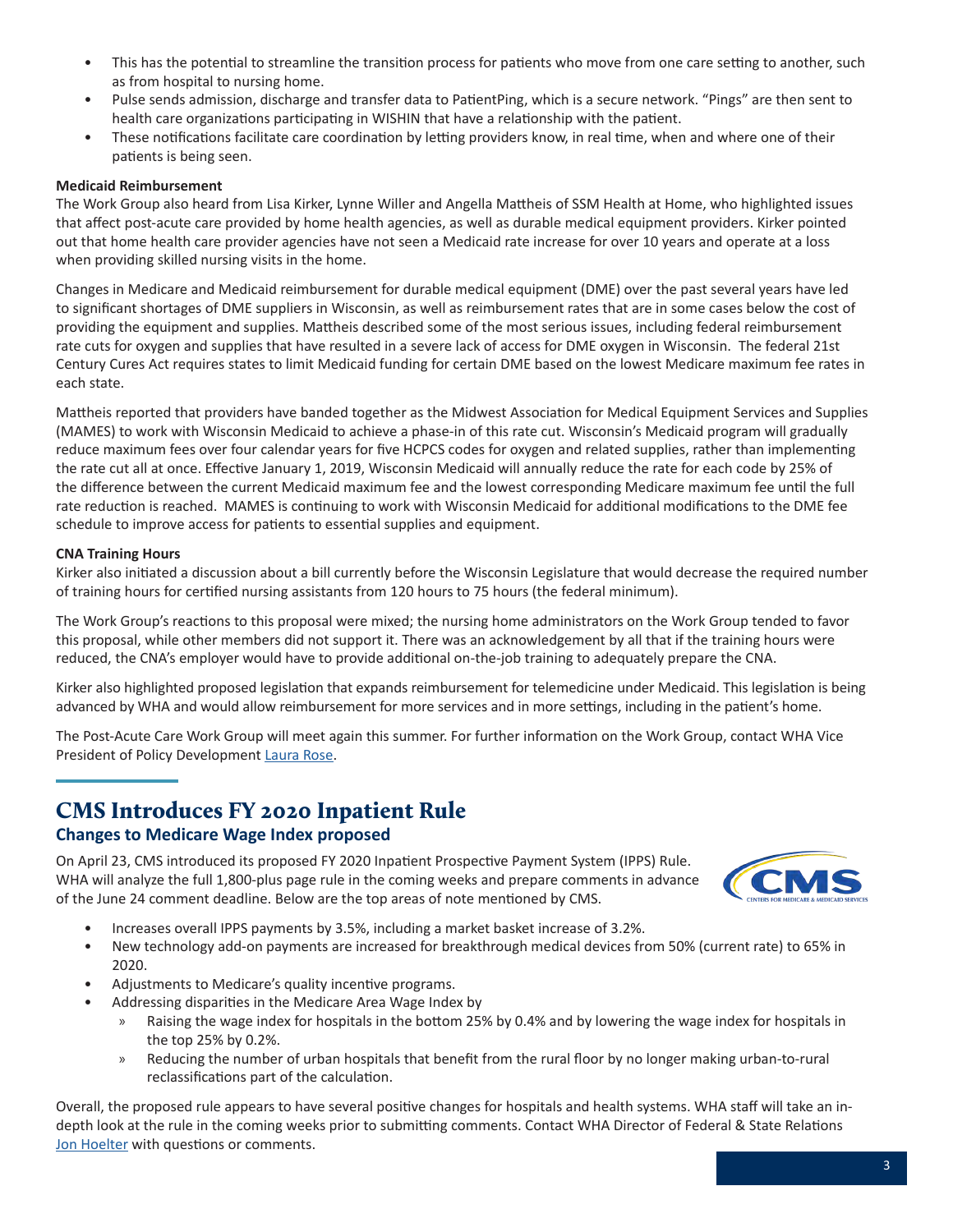- This has the potential to streamline the transition process for patients who move from one care setting to another, such as from hospital to nursing home.
- Pulse sends admission, discharge and transfer data to PatientPing, which is a secure network. "Pings" are then sent to health care organizations participating in WISHIN that have a relationship with the patient.
- These notifications facilitate care coordination by letting providers know, in real time, when and where one of their patients is being seen.

**Medicaid Reimbursement**

The Work Group also heard from Lisa Kirker, Lynne Willer and Angella Mattheis of SSM Health at Home, who highlighted issues that affect post-acute care provided by home health agencies, as well as durable medical equipment providers. Kirker pointed out that home health care provider agencies have not seen a Medicaid rate increase for over 10 years and operate at a loss when providing skilled nursing visits in the home.

Changes in Medicare and Medicaid reimbursement for durable medical equipment (DME) over the past several years have led to significant shortages of DME suppliers in Wisconsin, as well as reimbursement rates that are in some cases below the cost of providing the equipment and supplies. Mattheis described some of the most serious issues, including federal reimbursement rate cuts for oxygen and supplies that have resulted in a severe lack of access for DME oxygen in Wisconsin. The federal 21st Century Cures Act requires states to limit Medicaid funding for certain DME based on the lowest Medicare maximum fee rates in each state.

Mattheis reported that providers have banded together as the Midwest Association for Medical Equipment Services and Supplies (MAMES) to work with Wisconsin Medicaid to achieve a phase-in of this rate cut. Wisconsin's Medicaid program will gradually reduce maximum fees over four calendar years for five HCPCS codes for oxygen and related supplies, rather than implementing the rate cut all at once. Effective January 1, 2019, Wisconsin Medicaid will annually reduce the rate for each code by 25% of the difference between the current Medicaid maximum fee and the lowest corresponding Medicare maximum fee until the full rate reduction is reached. MAMES is continuing to work with Wisconsin Medicaid for additional modifications to the DME fee schedule to improve access for patients to essential supplies and equipment.

**CNA Training Hours**

Kirker also initiated a discussion about a bill currently before the Wisconsin Legislature that would decrease the required number of training hours for certified nursing assistants from 120 hours to 75 hours (the federal minimum).

The Work Group's reactions to this proposal were mixed; the nursing home administrators on the Work Group tended to favor this proposal, while other members did not support it. There was an acknowledgement by all that if the training hours were reduced, the CNA's employer would have to provide additional on-the-job training to adequately prepare the CNA.

Kirker also highlighted proposed legislation that expands reimbursement for telemedicine under Medicaid. This legislation is being advanced by WHA and would allow reimbursement for more services and in more settings, including in the patient's home.

The Post-Acute Care Work Group will meet again this summer. For further information on the Work Group, contact WHA Vice President of Policy Development Laura Rose.

# CMS Introduces FY 2020 Inpatient Rule

## Changes to Medicare Wage Index proposed

On April 23, CMS introduced its proposed FY 2020 Inpatient Prospective Payment System (IPPS) Rule. WHA will analyze the full 1,800-plus page rule in the coming weeks and prepare comments in advance of the June 24 comment deadline. Below are the top areas of note mentioned by CMS.

- Increases overall IPPS payments by 3.5%, including a market basket increase of 3.2%.
- New technology add-on payments are increased for breakthrough medical devices from 50% (current rate) to 65% in 2020.
- Adjustments to Medicare's quality incentive programs.
- Addressing disparities in the Medicare Area Wage Index by
  - Raising the wage index for hospitals in the bottom 25% by 0.4% and by lowering the wage index for hospitals in the top 25% by 0.2%.
  - Reducing the number of urban hospitals that benefit from the rural floor by no longer making urban-to-rural reclassifications part of the calculation.

Overall, the proposed rule appears to have several positive changes for hospitals and health systems. WHA staff will take an in-depth look at the rule in the coming weeks prior to submitting comments. Contact WHA Director of Federal & State Relations Jon Hoelter with questions or comments.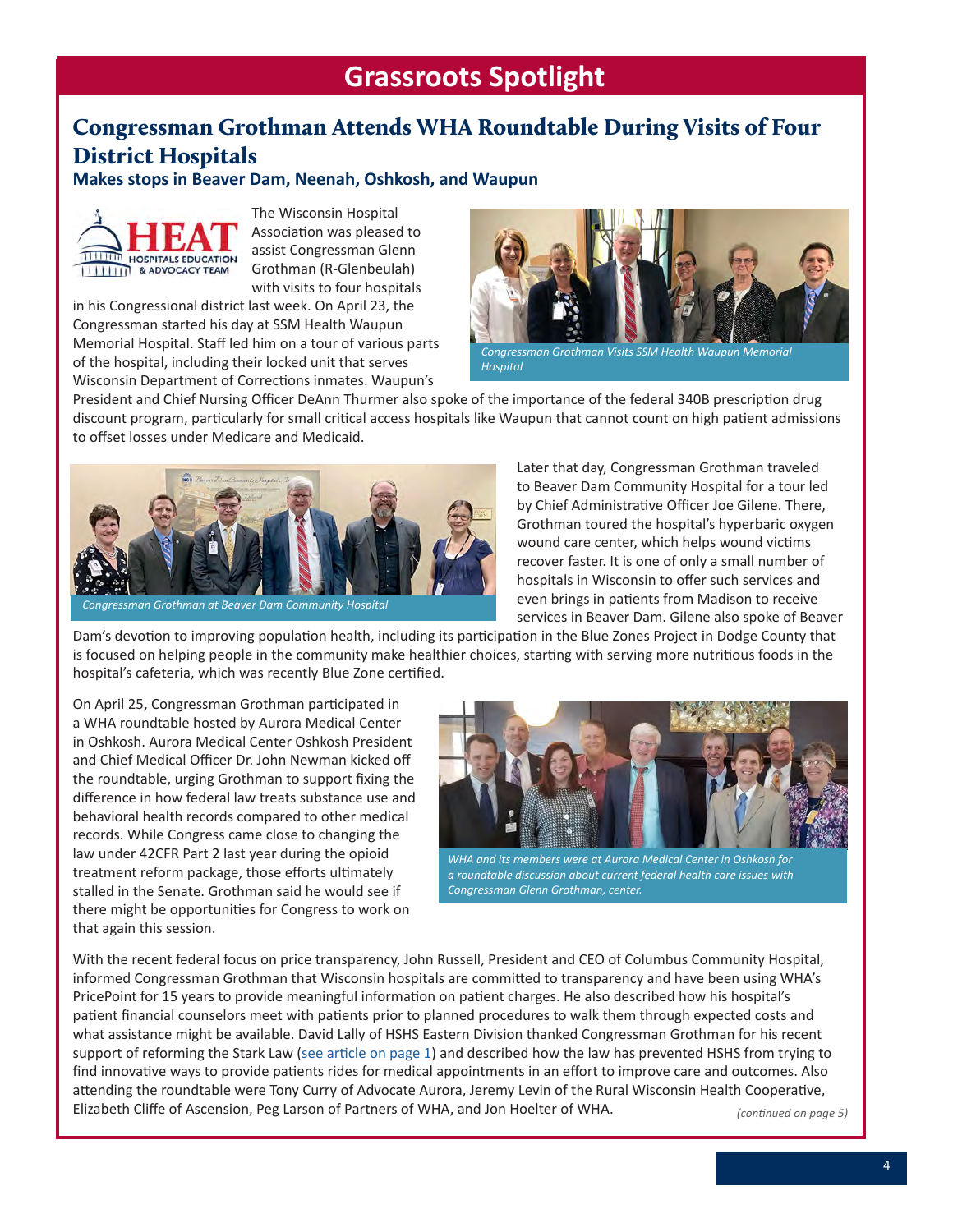## Grassroots Spotlight

# Congressman Grothman Attends WHA Roundtable During Visits of Four District Hospitals

**Makes stops in Beaver Dam, Neenah, Oshkosh, and Waupun**

The Wisconsin Hospital Association was pleased to assist Congressman Glenn Grothman (R-Glenbeulah) with visits to four hospitals in his Congressional district last week. On April 23, the Congressman started his day at SSM Health Waupun Memorial Hospital. Staff led him on a tour of various parts of the hospital, including their locked unit that serves Wisconsin Department of Corrections inmates. Waupun's President and Chief Nursing Officer DeAnn Thurmer also spoke of the importance of the federal 340B prescription drug discount program, particularly for small critical access hospitals like Waupun that cannot count on high patient admissions to offset losses under Medicare and Medicaid.

*Congressman Grothman Visits SSM Health Waupun Memorial Hospital*

Later that day, Congressman Grothman traveled to Beaver Dam Community Hospital for a tour led by Chief Administrative Officer Joe Gilene. There, Grothman toured the hospital's hyperbaric oxygen wound care center, which helps wound victims recover faster. It is one of only a small number of hospitals in Wisconsin to offer such services and even brings in patients from Madison to receive services in Beaver Dam. Gilene also spoke of Beaver Dam's devotion to improving population health, including its participation in the Blue Zones Project in Dodge County that is focused on helping people in the community make healthier choices, starting with serving more nutritious foods in the hospital's cafeteria, which was recently Blue Zone certified.

*Congressman Grothman at Beaver Dam Community Hospital*

On April 25, Congressman Grothman participated in a WHA roundtable hosted by Aurora Medical Center in Oshkosh. Aurora Medical Center Oshkosh President and Chief Medical Officer Dr. John Newman kicked off the roundtable, urging Grothman to support fixing the difference in how federal law treats substance use and behavioral health records compared to other medical records. While Congress came close to changing the law under 42CFR Part 2 last year during the opioid treatment reform package, those efforts ultimately stalled in the Senate. Grothman said he would see if there might be opportunities for Congress to work on that again this session.

*WHA and its members were at Aurora Medical Center in Oshkosh for a roundtable discussion about current federal health care issues with Congressman Glenn Grothman, center.*

With the recent federal focus on price transparency, John Russell, President and CEO of Columbus Community Hospital, informed Congressman Grothman that Wisconsin hospitals are committed to transparency and have been using WHA's PricePoint for 15 years to provide meaningful information on patient charges. He also described how his hospital's patient financial counselors meet with patients prior to planned procedures to walk them through expected costs and what assistance might be available. David Lally of HSHS Eastern Division thanked Congressman Grothman for his recent support of reforming the Stark Law (see article on page 1) and described how the law has prevented HSHS from trying to find innovative ways to provide patients rides for medical appointments in an effort to improve care and outcomes. Also attending the roundtable were Tony Curry of Advocate Aurora, Jeremy Levin of the Rural Wisconsin Health Cooperative, Elizabeth Cliffe of Ascension, Peg Larson of Partners of WHA, and Jon Hoelter of WHA.

*(continued on page 5)*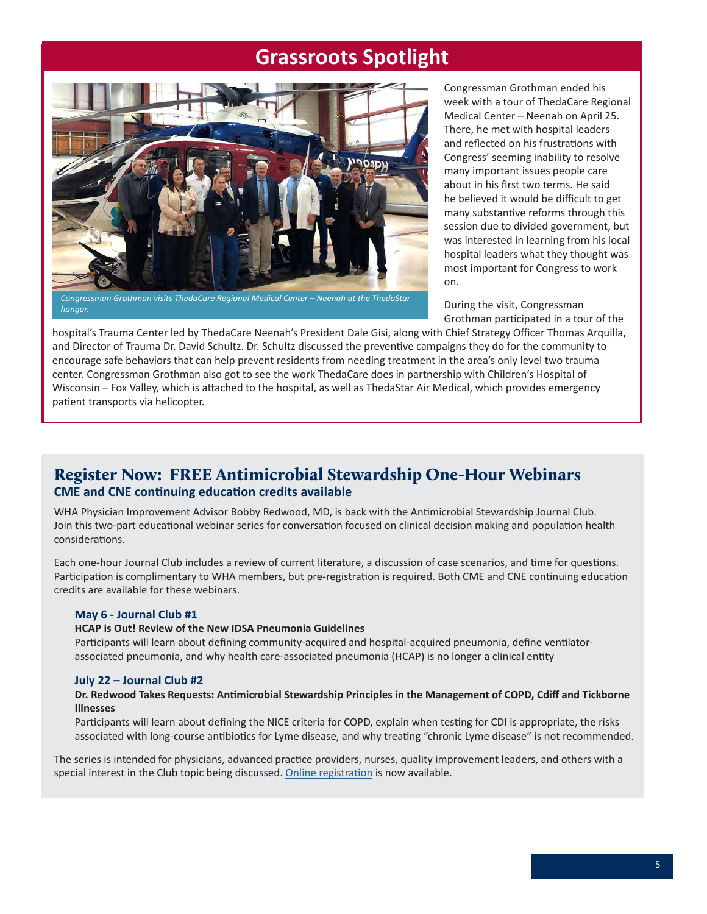## Grassroots Spotlight

*Congressman Grothman visits ThedaCare Regional Medical Center – Neenah at the ThedaStar hangar.*

Congressman Grothman ended his week with a tour of ThedaCare Regional Medical Center – Neenah on April 25. There, he met with hospital leaders and reflected on his frustrations with Congress' seeming inability to resolve many important issues people care about in his first two terms. He said he believed it would be difficult to get many substantive reforms through this session due to divided government, but was interested in learning from his local hospital leaders what they thought was most important for Congress to work on.

During the visit, Congressman Grothman participated in a tour of the hospital's Trauma Center led by ThedaCare Neenah's President Dale Gisi, along with Chief Strategy Officer Thomas Arquilla, and Director of Trauma Dr. David Schultz. Dr. Schultz discussed the preventive campaigns they do for the community to encourage safe behaviors that can help prevent residents from needing treatment in the area's only level two trauma center. Congressman Grothman also got to see the work ThedaCare does in partnership with Children's Hospital of Wisconsin – Fox Valley, which is attached to the hospital, as well as ThedaStar Air Medical, which provides emergency patient transports via helicopter.

## Register Now: FREE Antimicrobial Stewardship One-Hour Webinars

### CME and CNE continuing education credits available

WHA Physician Improvement Advisor Bobby Redwood, MD, is back with the Antimicrobial Stewardship Journal Club. Join this two-part educational webinar series for conversation focused on clinical decision making and population health considerations.

Each one-hour Journal Club includes a review of current literature, a discussion of case scenarios, and time for questions. Participation is complimentary to WHA members, but pre-registration is required. Both CME and CNE continuing education credits are available for these webinars.

#### May 6 - Journal Club #1

**HCAP is Out! Review of the New IDSA Pneumonia Guidelines**

Participants will learn about defining community-acquired and hospital-acquired pneumonia, define ventilator-associated pneumonia, and why health care-associated pneumonia (HCAP) is no longer a clinical entity

#### July 22 – Journal Club #2

**Dr. Redwood Takes Requests: Antimicrobial Stewardship Principles in the Management of COPD, Cdiff and Tickborne Illnesses**

Participants will learn about defining the NICE criteria for COPD, explain when testing for CDI is appropriate, the risks associated with long-course antibiotics for Lyme disease, and why treating "chronic Lyme disease" is not recommended.

The series is intended for physicians, advanced practice providers, nurses, quality improvement leaders, and others with a special interest in the Club topic being discussed. Online registration is now available.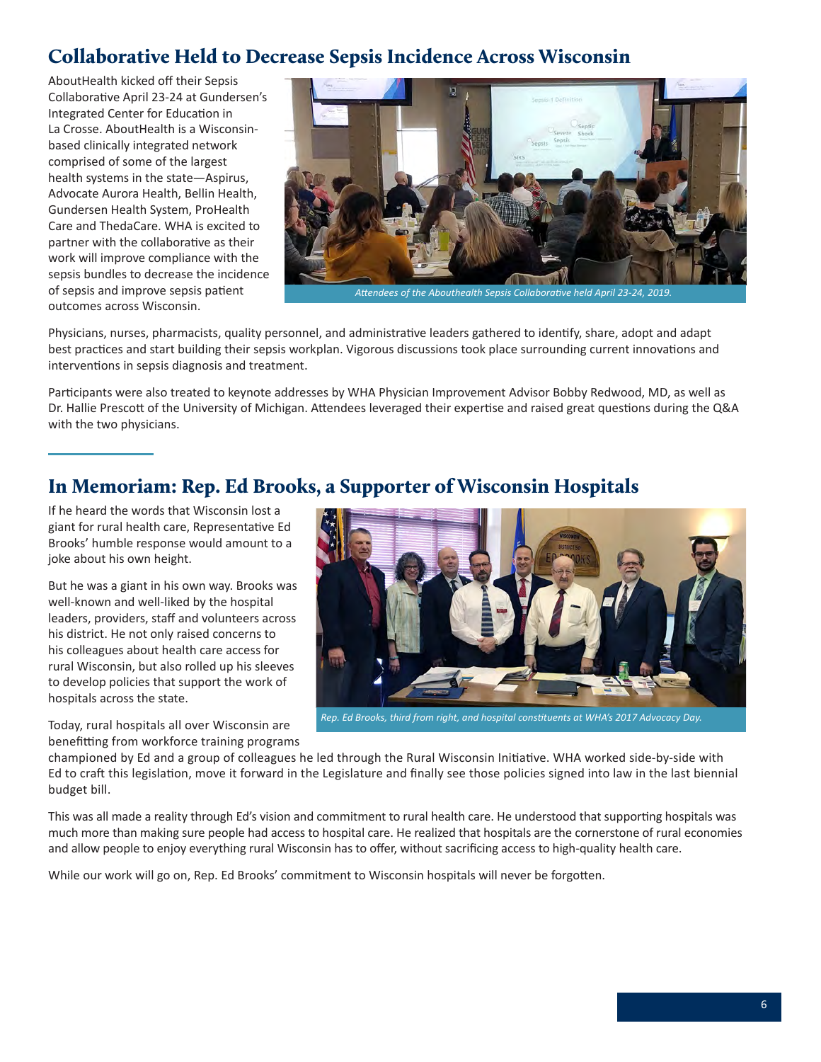## Collaborative Held to Decrease Sepsis Incidence Across Wisconsin

AboutHealth kicked off their Sepsis Collaborative April 23-24 at Gundersen's Integrated Center for Education in La Crosse. AboutHealth is a Wisconsin-based clinically integrated network comprised of some of the largest health systems in the state—Aspirus, Advocate Aurora Health, Bellin Health, Gundersen Health System, ProHealth Care and ThedaCare. WHA is excited to partner with the collaborative as their work will improve compliance with the sepsis bundles to decrease the incidence of sepsis and improve sepsis patient outcomes across Wisconsin.

*Attendees of the Abouthealth Sepsis Collaborative held April 23-24, 2019.*

Physicians, nurses, pharmacists, quality personnel, and administrative leaders gathered to identify, share, adopt and adapt best practices and start building their sepsis workplan. Vigorous discussions took place surrounding current innovations and interventions in sepsis diagnosis and treatment.

Participants were also treated to keynote addresses by WHA Physician Improvement Advisor Bobby Redwood, MD, as well as Dr. Hallie Prescott of the University of Michigan. Attendees leveraged their expertise and raised great questions during the Q&A with the two physicians.

## In Memoriam: Rep. Ed Brooks, a Supporter of Wisconsin Hospitals

If he heard the words that Wisconsin lost a giant for rural health care, Representative Ed Brooks' humble response would amount to a joke about his own height.

But he was a giant in his own way. Brooks was well-known and well-liked by the hospital leaders, providers, staff and volunteers across his district. He not only raised concerns to his colleagues about health care access for rural Wisconsin, but also rolled up his sleeves to develop policies that support the work of hospitals across the state.

*Rep. Ed Brooks, third from right, and hospital constituents at WHA's 2017 Advocacy Day.*

Today, rural hospitals all over Wisconsin are benefitting from workforce training programs championed by Ed and a group of colleagues he led through the Rural Wisconsin Initiative. WHA worked side-by-side with Ed to craft this legislation, move it forward in the Legislature and finally see those policies signed into law in the last biennial budget bill.

This was all made a reality through Ed's vision and commitment to rural health care. He understood that supporting hospitals was much more than making sure people had access to hospital care. He realized that hospitals are the cornerstone of rural economies and allow people to enjoy everything rural Wisconsin has to offer, without sacrificing access to high-quality health care.

While our work will go on, Rep. Ed Brooks' commitment to Wisconsin hospitals will never be forgotten.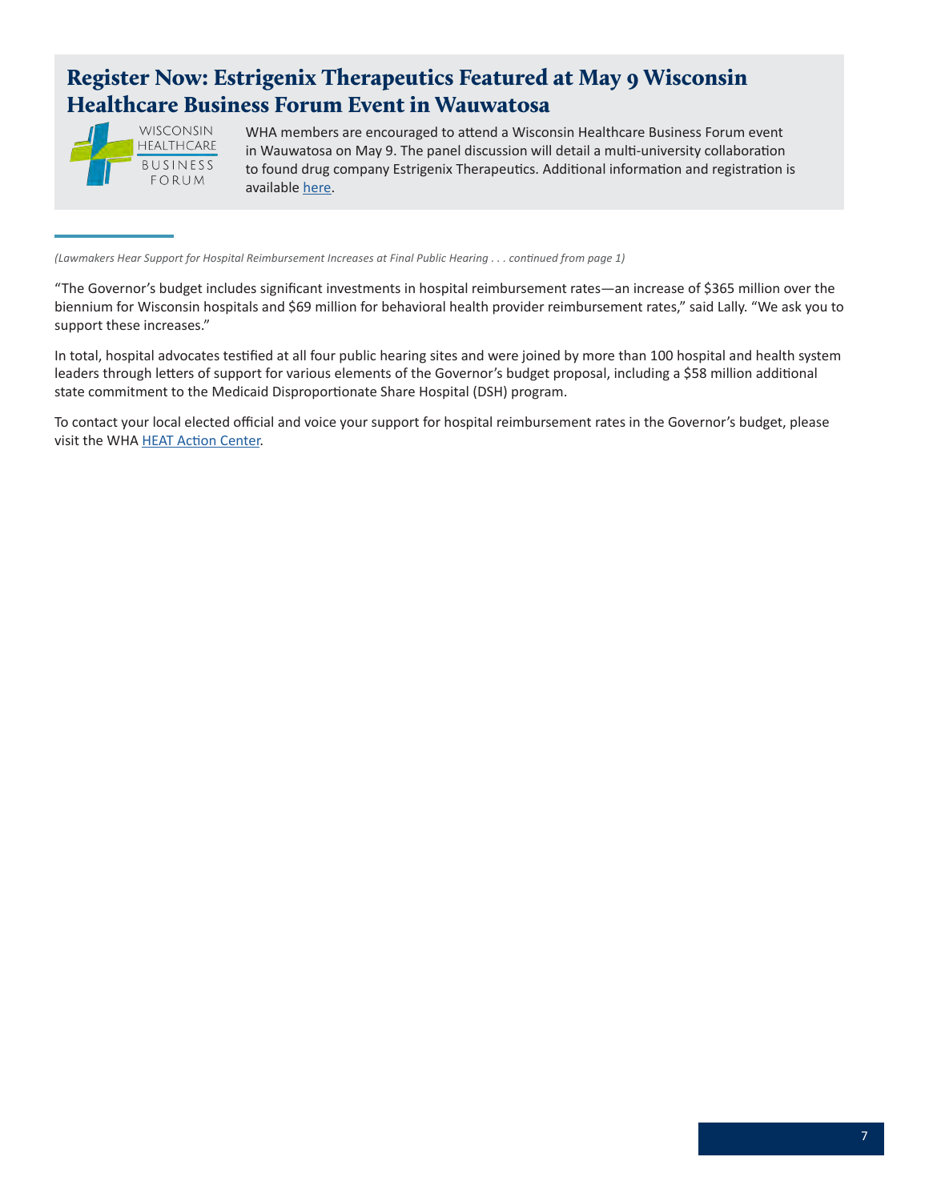## Register Now: Estrigenix Therapeutics Featured at May 9 Wisconsin Healthcare Business Forum Event in Wauwatosa

WHA members are encouraged to attend a Wisconsin Healthcare Business Forum event in Wauwatosa on May 9. The panel discussion will detail a multi-university collaboration to found drug company Estrigenix Therapeutics. Additional information and registration is available [here](#).

*(Lawmakers Hear Support for Hospital Reimbursement Increases at Final Public Hearing . . . continued from page 1)*

"The Governor's budget includes significant investments in hospital reimbursement rates—an increase of $365 million over the biennium for Wisconsin hospitals and $69 million for behavioral health provider reimbursement rates," said Lally. "We ask you to support these increases."

In total, hospital advocates testified at all four public hearing sites and were joined by more than 100 hospital and health system leaders through letters of support for various elements of the Governor's budget proposal, including a $58 million additional state commitment to the Medicaid Disproportionate Share Hospital (DSH) program.

To contact your local elected official and voice your support for hospital reimbursement rates in the Governor's budget, please visit the WHA [HEAT Action Center](#).